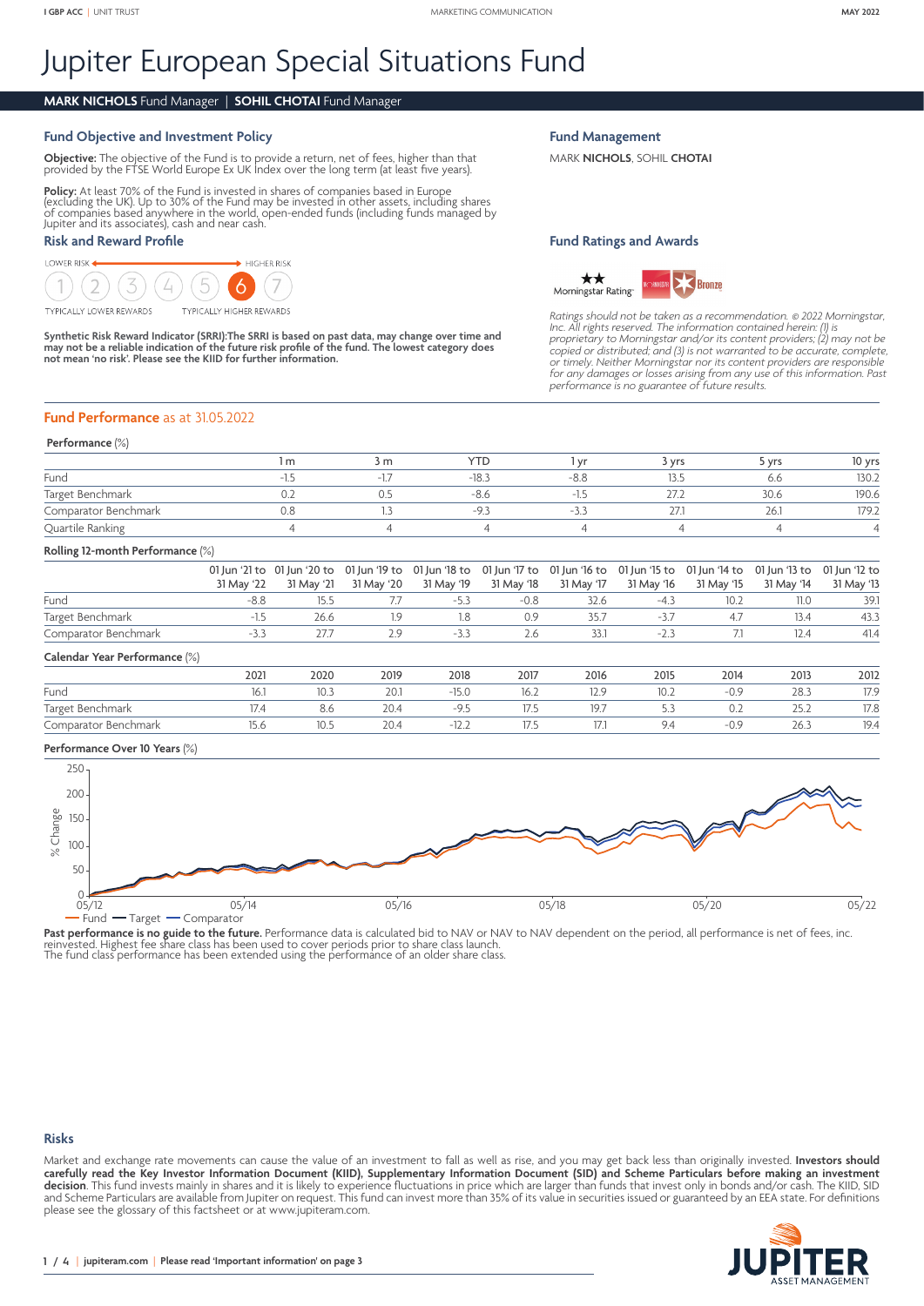I GBP ACC | UNIT TRUST

MARKETING COMMUNICATION

MAY 2022

# Jupiter European Special Situations Fund

**MARK NICHOLS** Fund Manager | **SOHIL CHOTAI** Fund Manager

## Fund Objective and Investment Policy

**Objective:** The objective of the Fund is to provide a return, net of fees, higher than that provided by the FTSE World Europe Ex UK Index over the long term (at least five years).

**Policy:** At least 70% of the Fund is invested in shares of companies based in Europe (excluding the UK). Up to 30% of the Fund may be invested in other assets, including shares of companies based anywhere in the world, open-ended funds (including funds managed by Jupiter and its associates), cash and near cash.

## Risk and Reward Profile

LOWER RISK — HIGHER RISK

1 2 3 4 5 **6** 7

TYPICALLY LOWER REWARDS — TYPICALLY HIGHER REWARDS

**Synthetic Risk Reward Indicator (SRRI):The SRRI is based on past data, may change over time and may not be a reliable indication of the future risk profile of the fund. The lowest category does not mean 'no risk'. Please see the KIID for further information.**

## Fund Management

MARK **NICHOLS**, SOHIL **CHOTAI**

## Fund Ratings and Awards

★★ Morningstar Rating™

Morningstar Bronze

*Ratings should not be taken as a recommendation. © 2022 Morningstar, Inc. All rights reserved. The information contained herein: (1) is proprietary to Morningstar and/or its content providers; (2) may not be copied or distributed; and (3) is not warranted to be accurate, complete, or timely. Neither Morningstar nor its content providers are responsible for any damages or losses arising from any use of this information. Past performance is no guarantee of future results.*

## Fund Performance as at 31.05.2022

**Performance** (%)

| | 1 m | 3 m | YTD | 1 yr | 3 yrs | 5 yrs | 10 yrs |
|---|---|---|---|---|---|---|---|
| Fund | -1.5 | -1.7 | -18.3 | -8.8 | 13.5 | 6.6 | 130.2 |
| Target Benchmark | 0.2 | 0.5 | -8.6 | -1.5 | 27.2 | 30.6 | 190.6 |
| Comparator Benchmark | 0.8 | 1.3 | -9.3 | -3.3 | 27.1 | 26.1 | 179.2 |
| Quartile Ranking | 4 | 4 | 4 | 4 | 4 | 4 | 4 |

**Rolling 12-month Performance** (%)

| | 01 Jun '21 to 31 May '22 | 01 Jun '20 to 31 May '21 | 01 Jun '19 to 31 May '20 | 01 Jun '18 to 31 May '19 | 01 Jun '17 to 31 May '18 | 01 Jun '16 to 31 May '17 | 01 Jun '15 to 31 May '16 | 01 Jun '14 to 31 May '15 | 01 Jun '13 to 31 May '14 | 01 Jun '12 to 31 May '13 |
|---|---|---|---|---|---|---|---|---|---|---|
| Fund | -8.8 | 15.5 | 7.7 | -5.3 | -0.8 | 32.6 | -4.3 | 10.2 | 11.0 | 39.1 |
| Target Benchmark | -1.5 | 26.6 | 1.9 | 1.8 | 0.9 | 35.7 | -3.7 | 4.7 | 13.4 | 43.3 |
| Comparator Benchmark | -3.3 | 27.7 | 2.9 | -3.3 | 2.6 | 33.1 | -2.3 | 7.1 | 12.4 | 41.4 |

**Calendar Year Performance** (%)

| | 2021 | 2020 | 2019 | 2018 | 2017 | 2016 | 2015 | 2014 | 2013 | 2012 |
|---|---|---|---|---|---|---|---|---|---|---|
| Fund | 16.1 | 10.3 | 20.1 | -15.0 | 16.2 | 12.9 | 10.2 | -0.9 | 28.3 | 17.9 |
| Target Benchmark | 17.4 | 8.6 | 20.4 | -9.5 | 17.5 | 19.7 | 5.3 | 0.2 | 25.2 | 17.8 |
| Comparator Benchmark | 15.6 | 10.5 | 20.4 | -12.2 | 17.5 | 17.1 | 9.4 | -0.9 | 26.3 | 19.4 |

**Performance Over 10 Years** (%)

% Change
250
200
150
100
50
0
05/12 05/14 05/16 05/18 05/20 05/22
Fund — Target — Comparator

**Past performance is no guide to the future.** Performance data is calculated bid to NAV or NAV to NAV dependent on the period, all performance is net of fees, inc. reinvested. Highest fee share class has been used to cover periods prior to share class launch.
The fund class performance has been extended using the performance of an older share class.

## Risks

Market and exchange rate movements can cause the value of an investment to fall as well as rise, and you may get back less than originally invested. **Investors should carefully read the Key Investor Information Document (KIID), Supplementary Information Document (SID) and Scheme Particulars before making an investment decision**. This fund invests mainly in shares and it is likely to experience fluctuations in price which are larger than funds that invest only in bonds and/or cash. The KIID, SID and Scheme Particulars are available from Jupiter on request. This fund can invest more than 35% of its value in securities issued or guaranteed by an EEA state. For definitions please see the glossary of this factsheet or at www.jupiteram.com.

jupiteram.com | Please read 'Important information' on page 3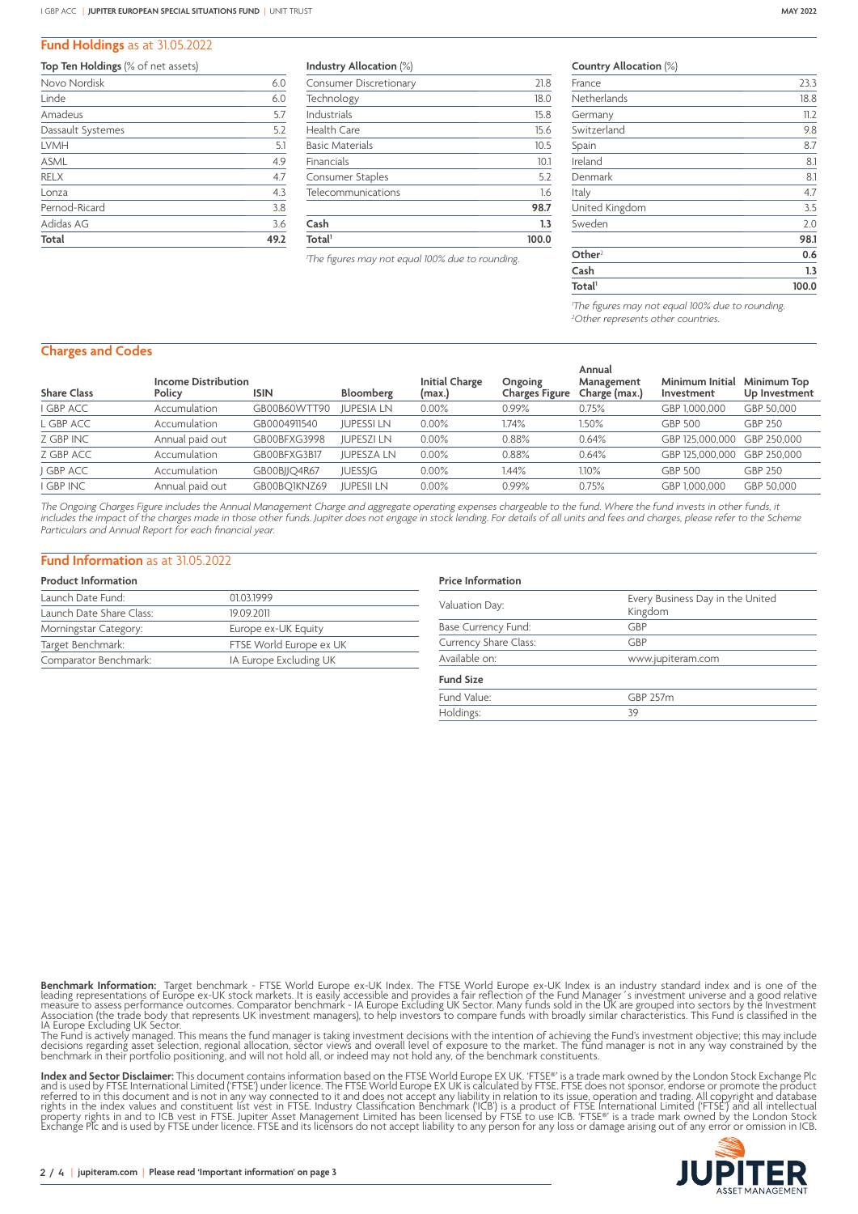## Fund Holdings as at 31.05.2022

| Top Ten Holdings (% of net assets) | |
|---|---|
| Novo Nordisk | 6.0 |
| Linde | 6.0 |
| Amadeus | 5.7 |
| Dassault Systemes | 5.2 |
| LVMH | 5.1 |
| ASML | 4.9 |
| RELX | 4.7 |
| Lonza | 4.3 |
| Pernod-Ricard | 3.8 |
| Adidas AG | 3.6 |
| **Total** | **49.2** |

| Industry Allocation (%) | |
|---|---|
| Consumer Discretionary | 21.8 |
| Technology | 18.0 |
| Industrials | 15.8 |
| Health Care | 15.6 |
| Basic Materials | 10.5 |
| Financials | 10.1 |
| Consumer Staples | 5.2 |
| Telecommunications | 1.6 |
| | **98.7** |
| **Cash** | **1.3** |
| **Total**[1] | **100.0** |

[1]The figures may not equal 100% due to rounding.

| Country Allocation (%) | |
|---|---|
| France | 23.3 |
| Netherlands | 18.8 |
| Germany | 11.2 |
| Switzerland | 9.8 |
| Spain | 8.7 |
| Ireland | 8.1 |
| Denmark | 8.1 |
| Italy | 4.7 |
| United Kingdom | 3.5 |
| Sweden | 2.0 |
| | **98.1** |
| **Other**[2] | **0.6** |
| **Cash** | **1.3** |
| **Total**[1] | **100.0** |

*[1]The figures may not equal 100% due to rounding.*
*[2]Other represents other countries.*

## Charges and Codes

| Share Class | Income Distribution Policy | ISIN | Bloomberg | Initial Charge (max.) | Ongoing Charges Figure | Annual Management Charge (max.) | Minimum Initial Investment | Minimum Top Up Investment |
|---|---|---|---|---|---|---|---|---|
| I GBP ACC | Accumulation | GB00B60WTT90 | JUPESIA LN | 0.00% | 0.99% | 0.75% | GBP 1,000,000 | GBP 50,000 |
| L GBP ACC | Accumulation | GB0004911540 | JUPESSI LN | 0.00% | 1.74% | 1.50% | GBP 500 | GBP 250 |
| Z GBP INC | Annual paid out | GB00BFXG3998 | JUPESZI LN | 0.00% | 0.88% | 0.64% | GBP 125,000,000 | GBP 250,000 |
| Z GBP ACC | Accumulation | GB00BFXG3B17 | JUPESZA LN | 0.00% | 0.88% | 0.64% | GBP 125,000,000 | GBP 250,000 |
| J GBP ACC | Accumulation | GB00BJJQ4R67 | JUESSJG | 0.00% | 1.44% | 1.10% | GBP 500 | GBP 250 |
| I GBP INC | Annual paid out | GB00BQ1KNZ69 | JUPESII LN | 0.00% | 0.99% | 0.75% | GBP 1,000,000 | GBP 50,000 |

*The Ongoing Charges Figure includes the Annual Management Charge and aggregate operating expenses chargeable to the fund. Where the fund invests in other funds, it includes the impact of the charges made in those other funds. Jupiter does not engage in stock lending. For details of all units and fees and charges, please refer to the Scheme Particulars and Annual Report for each financial year.*

## Fund Information as at 31.05.2022

### Product Information

| | |
|---|---|
| Launch Date Fund: | 01.03.1999 |
| Launch Date Share Class: | 19.09.2011 |
| Morningstar Category: | Europe ex-UK Equity |
| Target Benchmark: | FTSE World Europe ex UK |
| Comparator Benchmark: | IA Europe Excluding UK |

### Price Information

| | |
|---|---|
| Valuation Day: | Every Business Day in the United Kingdom |
| Base Currency Fund: | GBP |
| Currency Share Class: | GBP |
| Available on: | www.jupiteram.com |

### Fund Size

| | |
|---|---|
| Fund Value: | GBP 257m |
| Holdings: | 39 |

**Benchmark Information:** Target benchmark - FTSE World Europe ex-UK Index. The FTSE World Europe ex-UK Index is an industry standard index and is one of the leading representations of Europe ex-UK stock markets. It is easily accessible and provides a fair reflection of the Fund Manager´s investment universe and a good relative measure to assess performance outcomes. Comparator benchmark - IA Europe Excluding UK Sector. Many funds sold in the UK are grouped into sectors by the Investment Association (the trade body that represents UK investment managers), to help investors to compare funds with broadly similar characteristics. This Fund is classified in the IA Europe Excluding UK Sector.
The Fund is actively managed. This means the fund manager is taking investment decisions with the intention of achieving the Fund's investment objective; this may include decisions regarding asset selection, regional allocation, sector views and overall level of exposure to the market. The fund manager is not in any way constrained by the benchmark in their portfolio positioning, and will not hold all, or indeed may not hold any, of the benchmark constituents.

**Index and Sector Disclaimer:** This document contains information based on the FTSE World Europe EX UK. 'FTSE®' is a trade mark owned by the London Stock Exchange Plc and is used by FTSE International Limited ('FTSE') under licence. The FTSE World Europe EX UK is calculated by FTSE. FTSE does not sponsor, endorse or promote the product referred to in this document and is not in any way connected to it and does not accept any liability in relation to its issue, operation and trading. All copyright and database rights in the index values and constituent list vest in FTSE. Industry Classification Benchmark ('ICB') is a product of FTSE International Limited ('FTSE') and all intellectual property rights in and to ICB vest in FTSE. Jupiter Asset Management Limited has been licensed by FTSE to use ICB. 'FTSE®' is a trade mark owned by the London Stock Exchange Plc and is used by FTSE under licence. FTSE and its licensors do not accept liability to any person for any loss or damage arising out of any error or omission in ICB.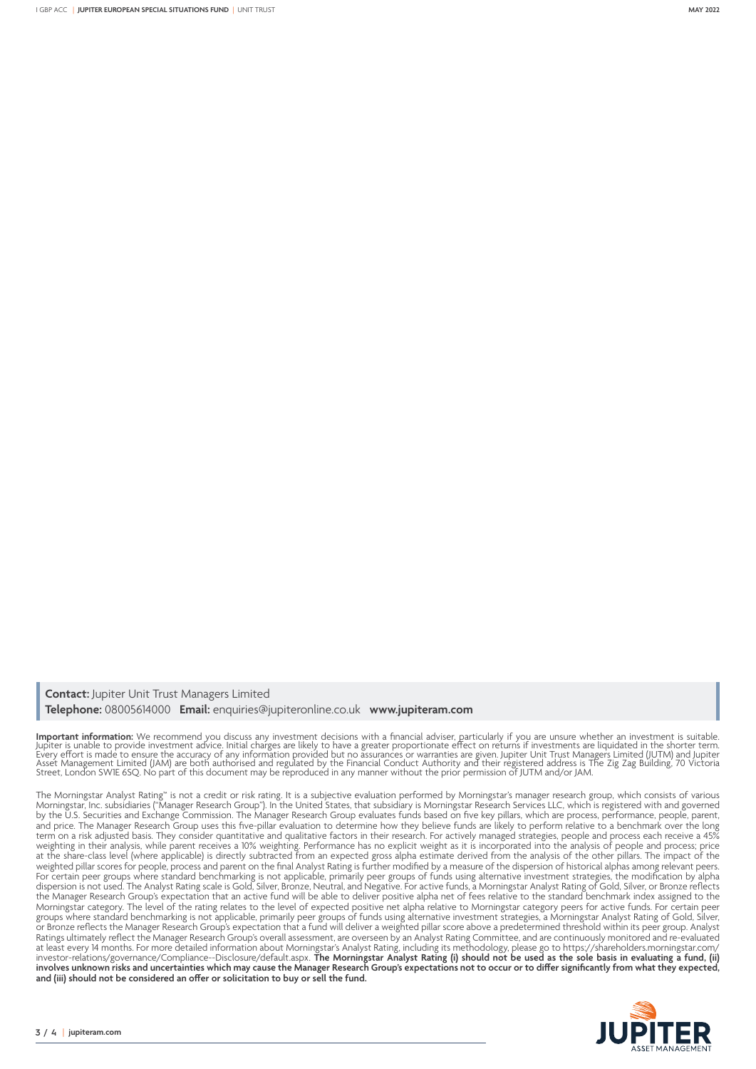**Contact:** Jupiter Unit Trust Managers Limited

**Telephone:** 08005614000 **Email:** enquiries@jupiteronline.co.uk **www.jupiteram.com**

**Important information:** We recommend you discuss any investment decisions with a financial adviser, particularly if you are unsure whether an investment is suitable. Jupiter is unable to provide investment advice. Initial charges are likely to have a greater proportionate effect on returns if investments are liquidated in the shorter term. Every effort is made to ensure the accuracy of any information provided but no assurances or warranties are given. Jupiter Unit Trust Managers Limited (JUTM) and Jupiter Asset Management Limited (JAM) are both authorised and regulated by the Financial Conduct Authority and their registered address is The Zig Zag Building, 70 Victoria Street, London SW1E 6SQ. No part of this document may be reproduced in any manner without the prior permission of JUTM and/or JAM.

The Morningstar Analyst Rating™ is not a credit or risk rating. It is a subjective evaluation performed by Morningstar's manager research group, which consists of various Morningstar, Inc. subsidiaries ("Manager Research Group"). In the United States, that subsidiary is Morningstar Research Services LLC, which is registered with and governed by the U.S. Securities and Exchange Commission. The Manager Research Group evaluates funds based on five key pillars, which are process, performance, people, parent, and price. The Manager Research Group uses this five-pillar evaluation to determine how they believe funds are likely to perform relative to a benchmark over the long term on a risk adjusted basis. They consider quantitative and qualitative factors in their research. For actively managed strategies, people and process each receive a 45% weighting in their analysis, while parent receives a 10% weighting. Performance has no explicit weight as it is incorporated into the analysis of people and process; price at the share-class level (where applicable) is directly subtracted from an expected gross alpha estimate derived from the analysis of the other pillars. The impact of the weighted pillar scores for people, process and parent on the final Analyst Rating is further modified by a measure of the dispersion of historical alphas among relevant peers. For certain peer groups where standard benchmarking is not applicable, primarily peer groups of funds using alternative investment strategies, the modification by alpha dispersion is not used. The Analyst Rating scale is Gold, Silver, Bronze, Neutral, and Negative. For active funds, a Morningstar Analyst Rating of Gold, Silver, or Bronze reflects the Manager Research Group's expectation that an active fund will be able to deliver positive alpha net of fees relative to the standard benchmark index assigned to the Morningstar category. The level of the rating relates to the level of expected positive net alpha relative to Morningstar category peers for active funds. For certain peer groups where standard benchmarking is not applicable, primarily peer groups of funds using alternative investment strategies, a Morningstar Analyst Rating of Gold, Silver, or Bronze reflects the Manager Research Group's expectation that a fund will deliver a weighted pillar score above a predetermined threshold within its peer group. Analyst Ratings ultimately reflect the Manager Research Group's overall assessment, are overseen by an Analyst Rating Committee, and are continuously monitored and re-evaluated at least every 14 months. For more detailed information about Morningstar's Analyst Rating, including its methodology, please go to https://shareholders.morningstar.com/investor-relations/governance/Compliance--Disclosure/default.aspx. **The Morningstar Analyst Rating (i) should not be used as the sole basis in evaluating a fund, (ii) involves unknown risks and uncertainties which may cause the Manager Research Group's expectations not to occur or to differ significantly from what they expected, and (iii) should not be considered an offer or solicitation to buy or sell the fund.**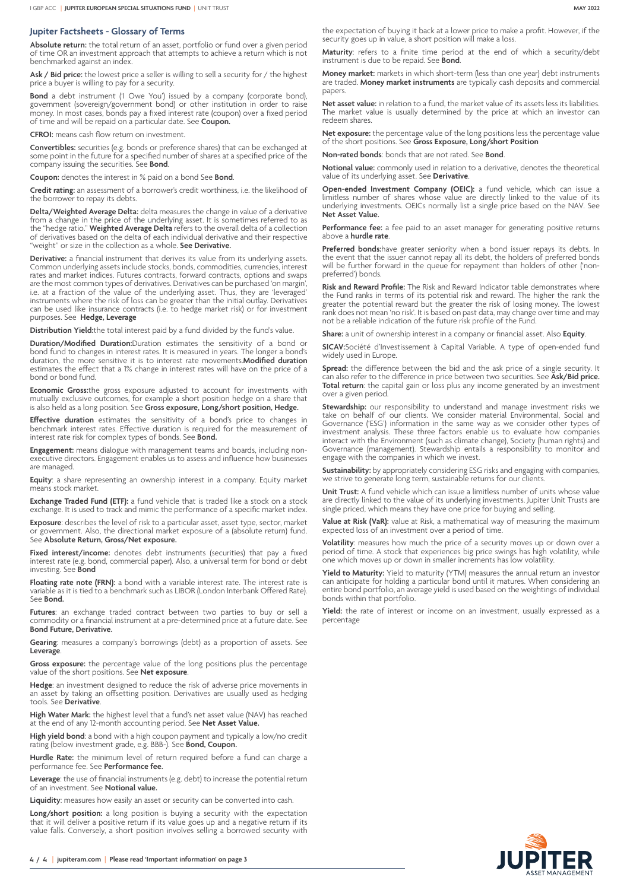## Jupiter Factsheets - Glossary of Terms

**Absolute return:** the total return of an asset, portfolio or fund over a given period of time OR an investment approach that attempts to achieve a return which is not benchmarked against an index.

**Ask / Bid price:** the lowest price a seller is willing to sell a security for / the highest price a buyer is willing to pay for a security.

**Bond** a debt instrument ('I Owe You') issued by a company (corporate bond), government (sovereign/government bond) or other institution in order to raise money. In most cases, bonds pay a fixed interest rate (coupon) over a fixed period of time and will be repaid on a particular date. See **Coupon.**

**CFROI:** means cash flow return on investment.

**Convertibles:** securities (e.g. bonds or preference shares) that can be exchanged at some point in the future for a specified number of shares at a specified price of the company issuing the securities. See **Bond**.

**Coupon:** denotes the interest in % paid on a bond See **Bond**.

**Credit rating:** an assessment of a borrower's credit worthiness, i.e. the likelihood of the borrower to repay its debts.

**Delta/Weighted Average Delta:** delta measures the change in value of a derivative from a change in the price of the underlying asset. It is sometimes referred to as the "hedge ratio." **Weighted Average Delta** refers to the overall delta of a collection of derivatives based on the delta of each individual derivative and their respective "weight" or size in the collection as a whole. **See Derivative.**

**Derivative:** a financial instrument that derives its value from its underlying assets. Common underlying assets include stocks, bonds, commodities, currencies, interest rates and market indices. Futures contracts, forward contracts, options and swaps are the most common types of derivatives. Derivatives can be purchased 'on margin', i.e. at a fraction of the value of the underlying asset. Thus, they are 'leveraged' instruments where the risk of loss can be greater than the initial outlay. Derivatives can be used like insurance contracts (i.e. to hedge market risk) or for investment purposes. See **Hedge, Leverage**

**Distribution Yield:** the total interest paid by a fund divided by the fund's value.

**Duration/Modified Duration:** Duration estimates the sensitivity of a bond or bond fund to changes in interest rates. It is measured in years. The longer a bond's duration, the more sensitive it is to interest rate movements. **Modified duration** estimates the effect that a 1% change in interest rates will have on the price of a bond or bond fund.

**Economic Gross:** the gross exposure adjusted to account for investments with mutually exclusive outcomes, for example a short position hedge on a share that is also held as a long position. See **Gross exposure, Long/short position, Hedge.**

**Effective duration** estimates the sensitivity of a bond's price to changes in benchmark interest rates. Effective duration is required for the measurement of interest rate risk for complex types of bonds. See **Bond.**

**Engagement:** means dialogue with management teams and boards, including non-executive directors. Engagement enables us to assess and influence how businesses are managed.

**Equity**: a share representing an ownership interest in a company. Equity market means stock market.

**Exchange Traded Fund (ETF):** a fund vehicle that is traded like a stock on a stock exchange. It is used to track and mimic the performance of a specific market index.

**Exposure**: describes the level of risk to a particular asset, asset type, sector, market or government. Also, the directional market exposure of a (absolute return) fund. See **Absolute Return, Gross/Net exposure.**

**Fixed interest/income:** denotes debt instruments (securities) that pay a fixed interest rate (e.g. bond, commercial paper). Also, a universal term for bond or debt investing. See **Bond**

**Floating rate note (FRN):** a bond with a variable interest rate. The interest rate is variable as it is tied to a benchmark such as LIBOR (London Interbank Offered Rate). See **Bond.**

**Futures**: an exchange traded contract between two parties to buy or sell a commodity or a financial instrument at a pre-determined price at a future date. See **Bond Future, Derivative.**

**Gearing**: measures a company's borrowings (debt) as a proportion of assets. See **Leverage**.

**Gross exposure:** the percentage value of the long positions plus the percentage value of the short positions. See **Net exposure**.

**Hedge**: an investment designed to reduce the risk of adverse price movements in an asset by taking an offsetting position. Derivatives are usually used as hedging tools. See **Derivative**.

**High Water Mark:** the highest level that a fund's net asset value (NAV) has reached at the end of any 12-month accounting period. See **Net Asset Value.**

**High yield bond**: a bond with a high coupon payment and typically a low/no credit rating (below investment grade, e.g. BBB-). See **Bond, Coupon.**

**Hurdle Rate:** the minimum level of return required before a fund can charge a performance fee. See **Performance fee.**

**Leverage**: the use of financial instruments (e.g. debt) to increase the potential return of an investment. See **Notional value.**

**Liquidity**: measures how easily an asset or security can be converted into cash.

**Long/short position:** a long position is buying a security with the expectation that it will deliver a positive return if its value goes up and a negative return if its value falls. Conversely, a short position involves selling a borrowed security with the expectation of buying it back at a lower price to make a profit. However, if the security goes up in value, a short position will make a loss.

**Maturity**: refers to a finite time period at the end of which a security/debt instrument is due to be repaid. See **Bond**.

**Money market:** markets in which short-term (less than one year) debt instruments are traded. **Money market instruments** are typically cash deposits and commercial papers.

**Net asset value:** in relation to a fund, the market value of its assets less its liabilities. The market value is usually determined by the price at which an investor can redeem shares.

**Net exposure:** the percentage value of the long positions less the percentage value of the short positions. See **Gross Exposure, Long/short Position**

**Non-rated bonds**: bonds that are not rated. See **Bond**.

**Notional value:** commonly used in relation to a derivative, denotes the theoretical value of its underlying asset. See **Derivative**.

**Open-ended Investment Company (OEIC):** a fund vehicle, which can issue a limitless number of shares whose value are directly linked to the value of its underlying investments. OEICs normally list a single price based on the NAV. See **Net Asset Value.**

**Performance fee:** a fee paid to an asset manager for generating positive returns above a **hurdle rate**.

**Preferred bonds:** have greater seniority when a bond issuer repays its debts. In the event that the issuer cannot repay all its debt, the holders of preferred bonds will be further forward in the queue for repayment than holders of other ('non-preferred') bonds.

**Risk and Reward Profile:** The Risk and Reward Indicator table demonstrates where the Fund ranks in terms of its potential risk and reward. The higher the rank the greater the potential reward but the greater the risk of losing money. The lowest rank does not mean 'no risk'. It is based on past data, may change over time and may not be a reliable indication of the future risk profile of the Fund.

**Share:** a unit of ownership interest in a company or financial asset. Also **Equity**.

**SICAV:** Société d'Investissement à Capital Variable. A type of open-ended fund widely used in Europe.

**Spread:** the difference between the bid and the ask price of a single security. It can also refer to the difference in price between two securities. See **Ask/Bid price.**

**Total return**: the capital gain or loss plus any income generated by an investment over a given period.

**Stewardship:** our responsibility to understand and manage investment risks we take on behalf of our clients. We consider material Environmental, Social and Governance ('ESG') information in the same way as we consider other types of investment analysis. These three factors enable us to evaluate how companies interact with the Environment (such as climate change), Society (human rights) and Governance (management). Stewardship entails a responsibility to monitor and engage with the companies in which we invest.

**Sustainability:** by appropriately considering ESG risks and engaging with companies, we strive to generate long term, sustainable returns for our clients.

**Unit Trust:** A fund vehicle which can issue a limitless number of units whose value are directly linked to the value of its underlying investments. Jupiter Unit Trusts are single priced, which means they have one price for buying and selling.

**Value at Risk (VaR):** value at Risk, a mathematical way of measuring the maximum expected loss of an investment over a period of time.

**Volatility**: measures how much the price of a security moves up or down over a period of time. A stock that experiences big price swings has high volatility, while one which moves up or down in smaller increments has low volatility.

**Yield to Maturity:** Yield to maturity (YTM) measures the annual return an investor can anticipate for holding a particular bond until it matures. When considering an entire bond portfolio, an average yield is used based on the weightings of individual bonds within that portfolio.

**Yield:** the rate of interest or income on an investment, usually expressed as a percentage